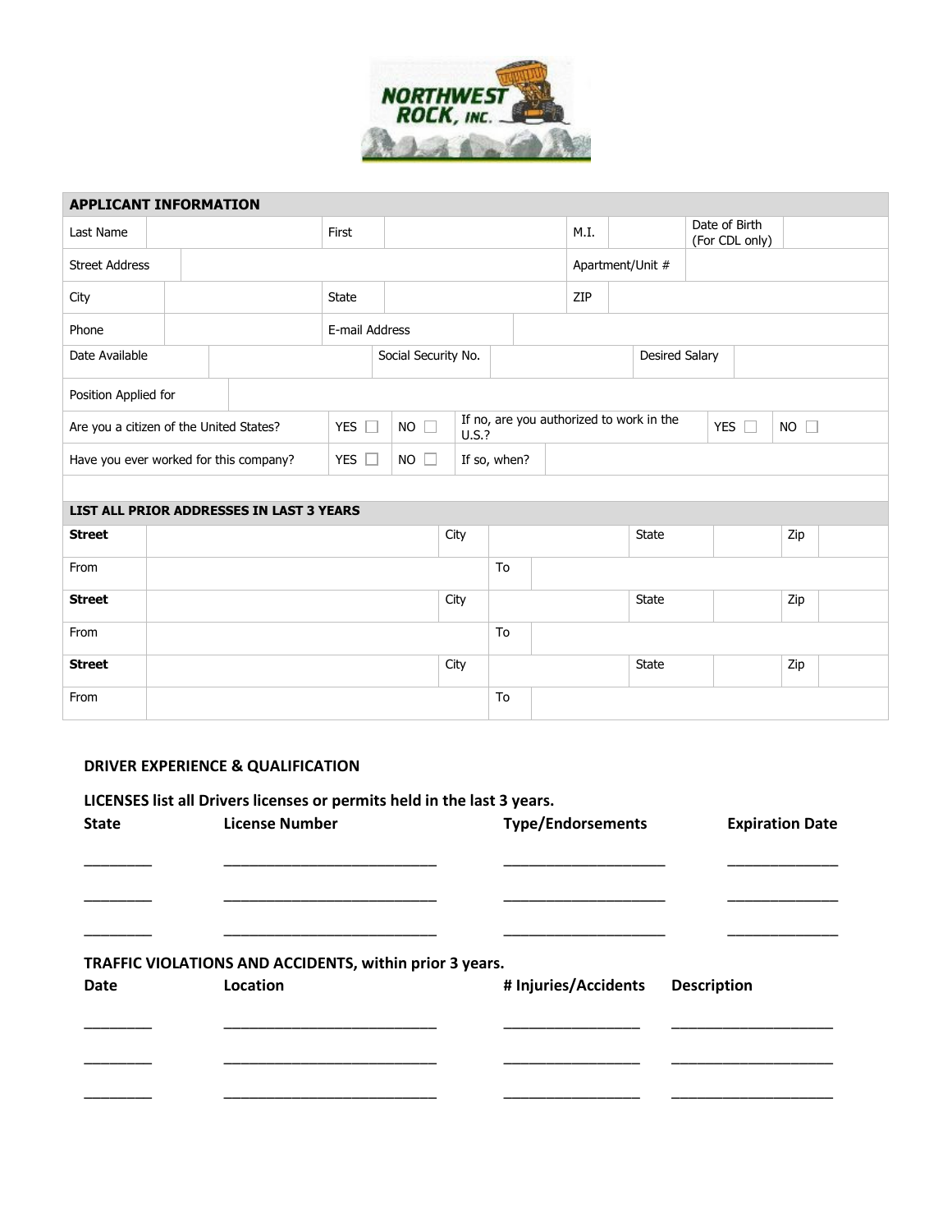## APPLICANT INFORMATION

| | | | | | | | |
|---|---|---|---|---|---|---|---|
| Last Name | | First | | M.I. | | Date of Birth (For CDL only) | |
| Street Address | | | | Apartment/Unit # | | | |
| City | | State | | ZIP | | | |
| Phone | | E-mail Address | | | | | |
| Date Available | | Social Security No. | | Desired Salary | | | |
| Position Applied for | | | | | | | |
| Are you a citizen of the United States? | YES ☐ | NO ☐ | If no, are you authorized to work in the U.S.? | YES ☐ | NO ☐ | | |
| Have you ever worked for this company? | YES ☐ | NO ☐ | If so, when? | | | | |

## LIST ALL PRIOR ADDRESSES IN LAST 3 YEARS

| | | | | | | | |
|---|---|---|---|---|---|---|---|
| **Street** | | City | | State | | Zip | |
| From | | To | | | | | |
| **Street** | | City | | State | | Zip | |
| From | | To | | | | | |
| **Street** | | City | | State | | Zip | |
| From | | To | | | | | |

## DRIVER EXPERIENCE & QUALIFICATION

**LICENSES list all Drivers licenses or permits held in the last 3 years.**

| State | License Number | Type/Endorsements | Expiration Date |
|---|---|---|---|
| ________ | __________________________ | ____________________ | ______________ |
| ________ | __________________________ | ____________________ | ______________ |
| ________ | __________________________ | ____________________ | ______________ |

**TRAFFIC VIOLATIONS AND ACCIDENTS, within prior 3 years.**

| Date | Location | # Injuries/Accidents | Description |
|---|---|---|---|
| ________ | __________________________ | _________________ | ____________________ |
| ________ | __________________________ | _________________ | ____________________ |
| ________ | __________________________ | _________________ | ____________________ |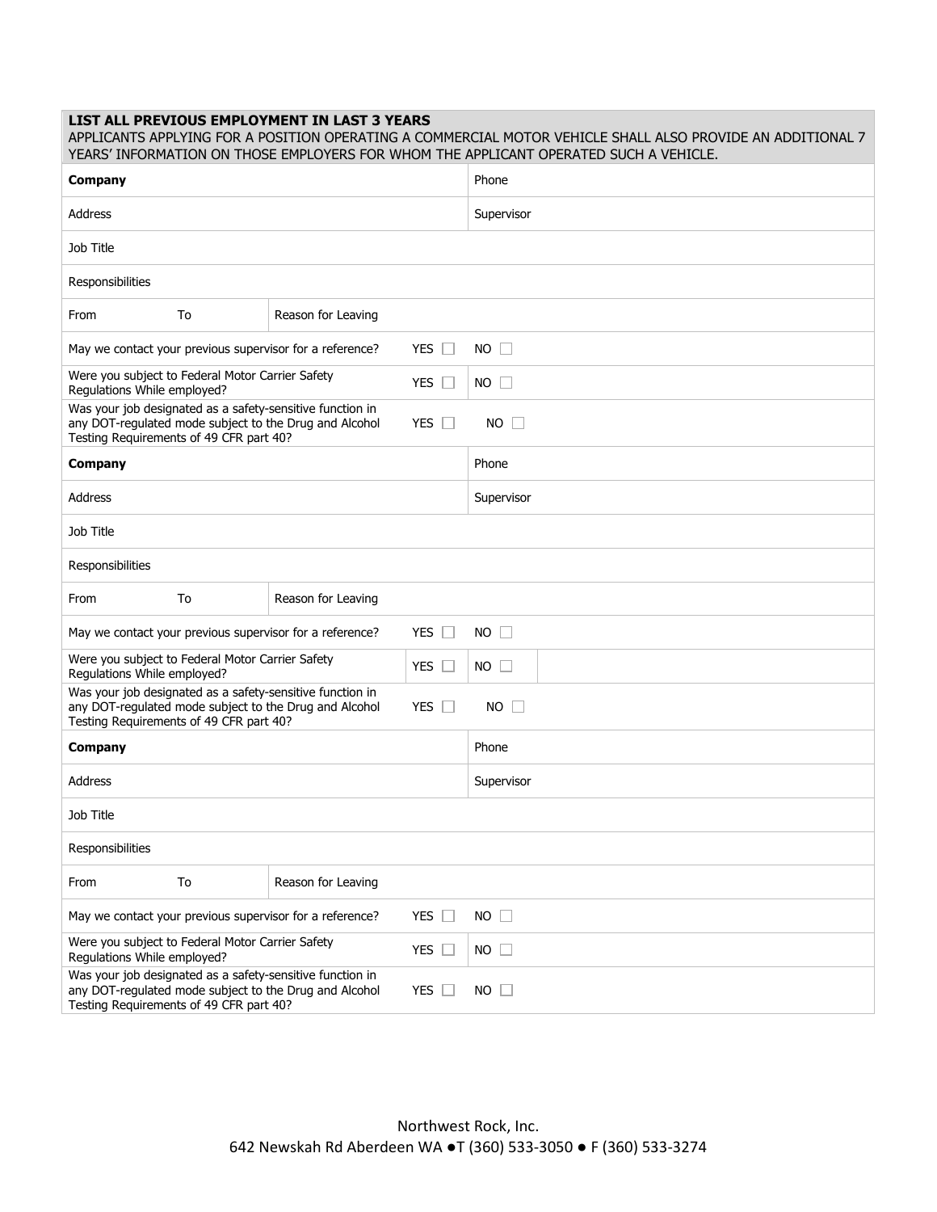**LIST ALL PREVIOUS EMPLOYMENT IN LAST 3 YEARS**

APPLICANTS APPLYING FOR A POSITION OPERATING A COMMERCIAL MOTOR VEHICLE SHALL ALSO PROVIDE AN ADDITIONAL 7 YEARS' INFORMATION ON THOSE EMPLOYERS FOR WHOM THE APPLICANT OPERATED SUCH A VEHICLE.

| | | | | |
|---|---|---|---|---|
| **Company** | | | | Phone |
| Address | | | | Supervisor |
| Job Title | | | | |
| Responsibilities | | | | |
| From | To | Reason for Leaving | | |
| May we contact your previous supervisor for a reference? | | | YES ☐ | NO ☐ |
| Were you subject to Federal Motor Carrier Safety Regulations While employed? | | | YES ☐ | NO ☐ |
| Was your job designated as a safety-sensitive function in any DOT-regulated mode subject to the Drug and Alcohol Testing Requirements of 49 CFR part 40? | | | YES ☐ | NO ☐ |
| **Company** | | | | Phone |
| Address | | | | Supervisor |
| Job Title | | | | |
| Responsibilities | | | | |
| From | To | Reason for Leaving | | |
| May we contact your previous supervisor for a reference? | | | YES ☐ | NO ☐ |
| Were you subject to Federal Motor Carrier Safety Regulations While employed? | | | YES ☐ | NO ☐ |
| Was your job designated as a safety-sensitive function in any DOT-regulated mode subject to the Drug and Alcohol Testing Requirements of 49 CFR part 40? | | | YES ☐ | NO ☐ |
| **Company** | | | | Phone |
| Address | | | | Supervisor |
| Job Title | | | | |
| Responsibilities | | | | |
| From | To | Reason for Leaving | | |
| May we contact your previous supervisor for a reference? | | | YES ☐ | NO ☐ |
| Were you subject to Federal Motor Carrier Safety Regulations While employed? | | | YES ☐ | NO ☐ |
| Was your job designated as a safety-sensitive function in any DOT-regulated mode subject to the Drug and Alcohol Testing Requirements of 49 CFR part 40? | | | YES ☐ | NO ☐ |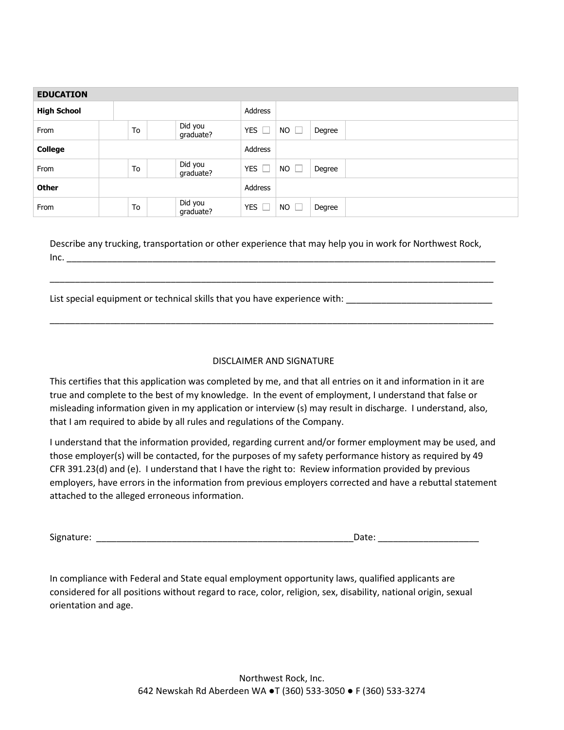| EDUCATION | | | | | | | | |
|---|---|---|---|---|---|---|---|---|
| **High School** | | | | | Address | | | |
| From | | To | | Did you graduate? | YES ☐ | NO ☐ | Degree | |
| **College** | | | | | Address | | | |
| From | | To | | Did you graduate? | YES ☐ | NO ☐ | Degree | |
| **Other** | | | | | Address | | | |
| From | | To | | Did you graduate? | YES ☐ | NO ☐ | Degree | |

Describe any trucking, transportation or other experience that may help you in work for Northwest Rock, Inc. ___________________________________________________________________________________________

___________________________________________________________________________________________

List special equipment or technical skills that you have experience with: _____________________________

___________________________________________________________________________________________

DISCLAIMER AND SIGNATURE

This certifies that this application was completed by me, and that all entries on it and information in it are true and complete to the best of my knowledge. In the event of employment, I understand that false or misleading information given in my application or interview (s) may result in discharge. I understand, also, that I am required to abide by all rules and regulations of the Company.

I understand that the information provided, regarding current and/or former employment may be used, and those employer(s) will be contacted, for the purposes of my safety performance history as required by 49 CFR 391.23(d) and (e). I understand that I have the right to: Review information provided by previous employers, have errors in the information from previous employers corrected and have a rebuttal statement attached to the alleged erroneous information.

Signature: _____________________________________________________Date: ____________________

In compliance with Federal and State equal employment opportunity laws, qualified applicants are considered for all positions without regard to race, color, religion, sex, disability, national origin, sexual orientation and age.

Northwest Rock, Inc.
642 Newskah Rd Aberdeen WA ●T (360) 533-3050 ● F (360) 533-3274